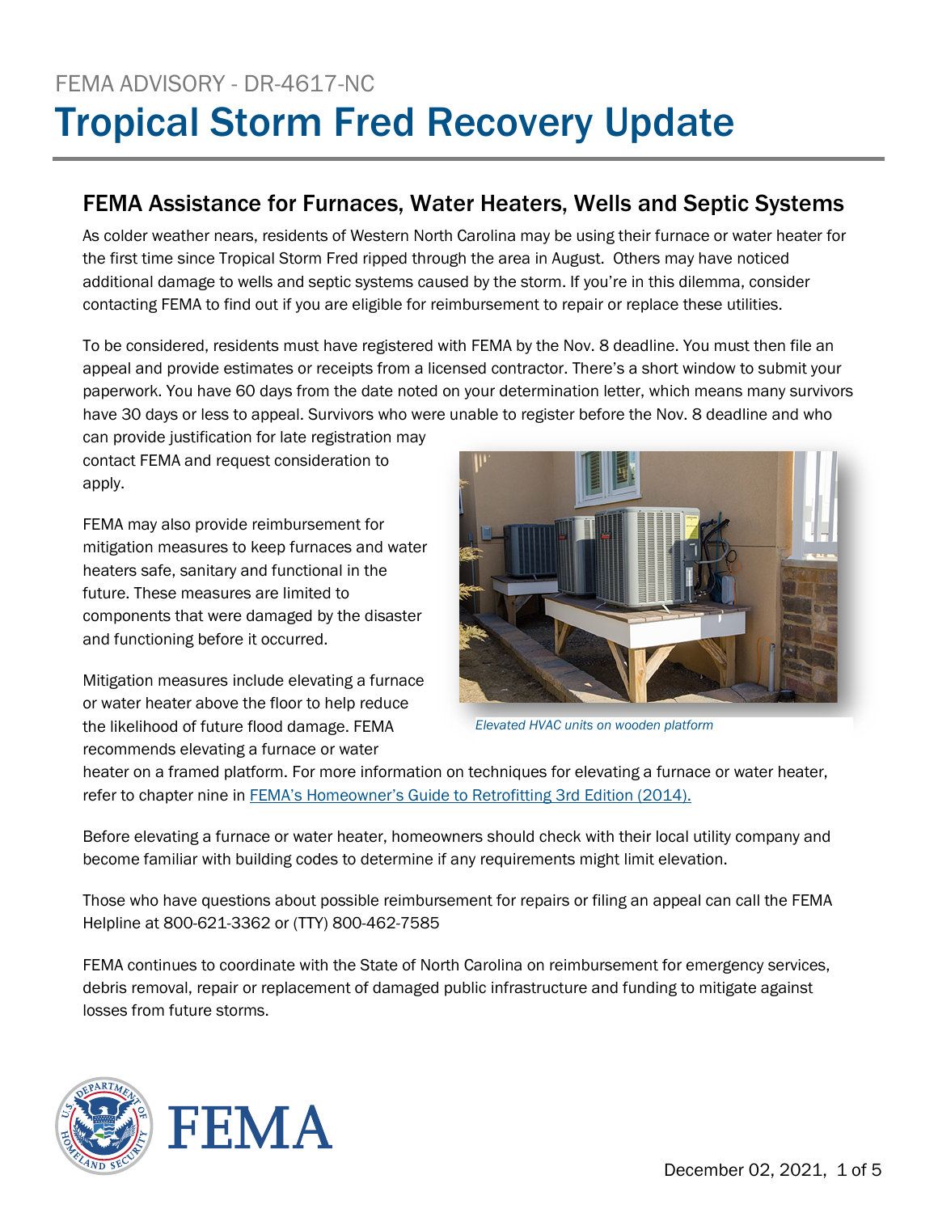FEMA ADVISORY - DR-4617-NC

# Tropical Storm Fred Recovery Update

## FEMA Assistance for Furnaces, Water Heaters, Wells and Septic Systems

As colder weather nears, residents of Western North Carolina may be using their furnace or water heater for the first time since Tropical Storm Fred ripped through the area in August. Others may have noticed additional damage to wells and septic systems caused by the storm. If you're in this dilemma, consider contacting FEMA to find out if you are eligible for reimbursement to repair or replace these utilities.

To be considered, residents must have registered with FEMA by the Nov. 8 deadline. You must then file an appeal and provide estimates or receipts from a licensed contractor. There's a short window to submit your paperwork. You have 60 days from the date noted on your determination letter, which means many survivors have 30 days or less to appeal. Survivors who were unable to register before the Nov. 8 deadline and who can provide justification for late registration may contact FEMA and request consideration to apply.

FEMA may also provide reimbursement for mitigation measures to keep furnaces and water heaters safe, sanitary and functional in the future. These measures are limited to components that were damaged by the disaster and functioning before it occurred.

Mitigation measures include elevating a furnace or water heater above the floor to help reduce the likelihood of future flood damage. FEMA recommends elevating a furnace or water heater on a framed platform. For more information on techniques for elevating a furnace or water heater, refer to chapter nine in [FEMA's Homeowner's Guide to Retrofitting 3rd Edition (2014).]

*Elevated HVAC units on wooden platform*

Before elevating a furnace or water heater, homeowners should check with their local utility company and become familiar with building codes to determine if any requirements might limit elevation.

Those who have questions about possible reimbursement for repairs or filing an appeal can call the FEMA Helpline at 800-621-3362 or (TTY) 800-462-7585

FEMA continues to coordinate with the State of North Carolina on reimbursement for emergency services, debris removal, repair or replacement of damaged public infrastructure and funding to mitigate against losses from future storms.

FEMA

December 02, 2021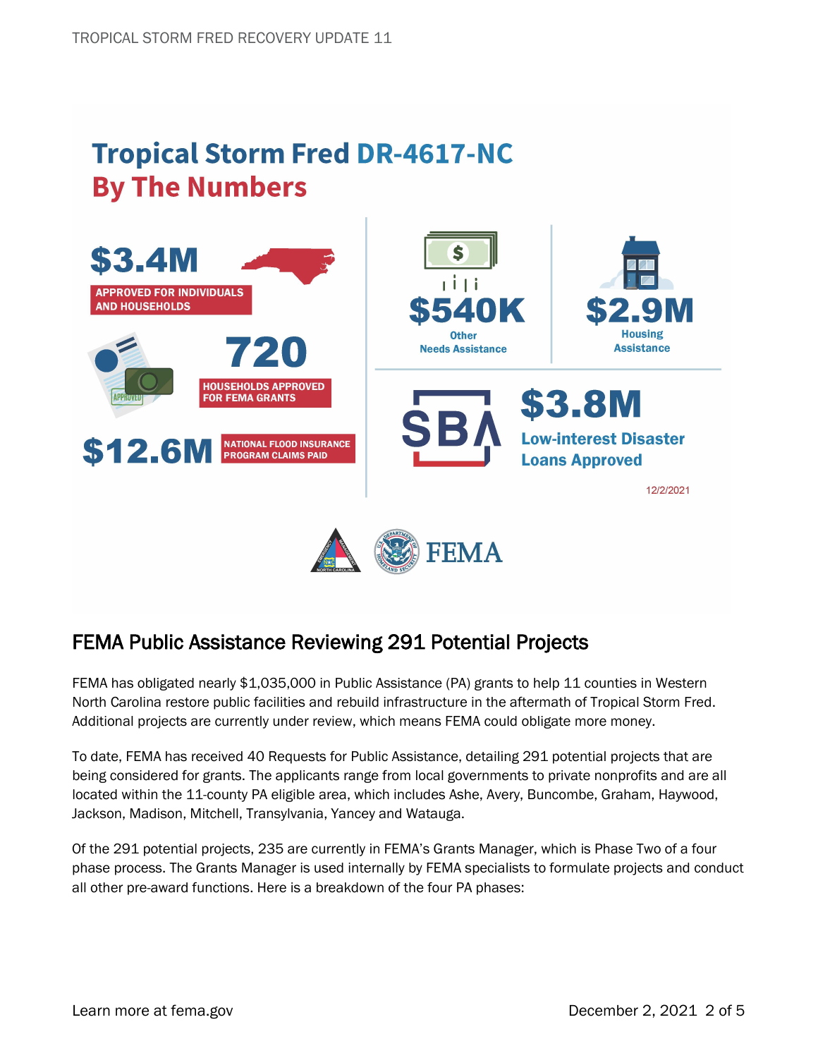# Tropical Storm Fred DR-4617-NC By The Numbers

**$3.4M** APPROVED FOR INDIVIDUALS AND HOUSEHOLDS

**720** HOUSEHOLDS APPROVED FOR FEMA GRANTS

**$12.6M** NATIONAL FLOOD INSURANCE PROGRAM CLAIMS PAID

**$540K** Other Needs Assistance

**$2.9M** Housing Assistance

**$3.8M** SBA Low-interest Disaster Loans Approved

12/2/2021

## FEMA Public Assistance Reviewing 291 Potential Projects

FEMA has obligated nearly $1,035,000 in Public Assistance (PA) grants to help 11 counties in Western North Carolina restore public facilities and rebuild infrastructure in the aftermath of Tropical Storm Fred. Additional projects are currently under review, which means FEMA could obligate more money.

To date, FEMA has received 40 Requests for Public Assistance, detailing 291 potential projects that are being considered for grants. The applicants range from local governments to private nonprofits and are all located within the 11-county PA eligible area, which includes Ashe, Avery, Buncombe, Graham, Haywood, Jackson, Madison, Mitchell, Transylvania, Yancey and Watauga.

Of the 291 potential projects, 235 are currently in FEMA's Grants Manager, which is Phase Two of a four phase process. The Grants Manager is used internally by FEMA specialists to formulate projects and conduct all other pre-award functions. Here is a breakdown of the four PA phases: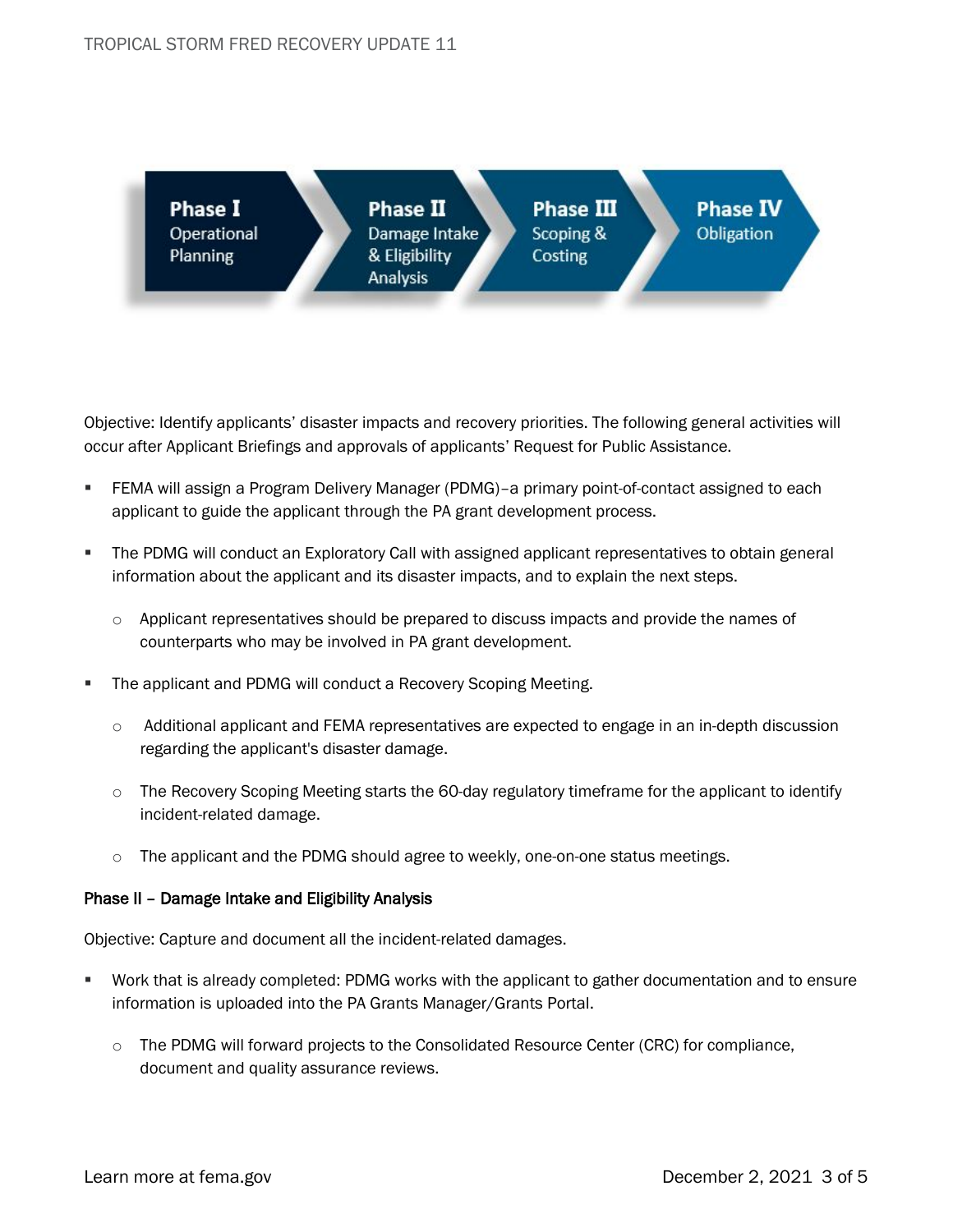**Phase I** Operational Planning → **Phase II** Damage Intake & Eligibility Analysis → **Phase III** Scoping & Costing → **Phase IV** Obligation

Objective: Identify applicants' disaster impacts and recovery priorities. The following general activities will occur after Applicant Briefings and approvals of applicants' Request for Public Assistance.

- FEMA will assign a Program Delivery Manager (PDMG)–a primary point-of-contact assigned to each applicant to guide the applicant through the PA grant development process.
- The PDMG will conduct an Exploratory Call with assigned applicant representatives to obtain general information about the applicant and its disaster impacts, and to explain the next steps.
  - Applicant representatives should be prepared to discuss impacts and provide the names of counterparts who may be involved in PA grant development.
- The applicant and PDMG will conduct a Recovery Scoping Meeting.
  - Additional applicant and FEMA representatives are expected to engage in an in-depth discussion regarding the applicant's disaster damage.
  - The Recovery Scoping Meeting starts the 60-day regulatory timeframe for the applicant to identify incident-related damage.
  - The applicant and the PDMG should agree to weekly, one-on-one status meetings.

### Phase II – Damage Intake and Eligibility Analysis

Objective: Capture and document all the incident-related damages.

- Work that is already completed: PDMG works with the applicant to gather documentation and to ensure information is uploaded into the PA Grants Manager/Grants Portal.
  - The PDMG will forward projects to the Consolidated Resource Center (CRC) for compliance, document and quality assurance reviews.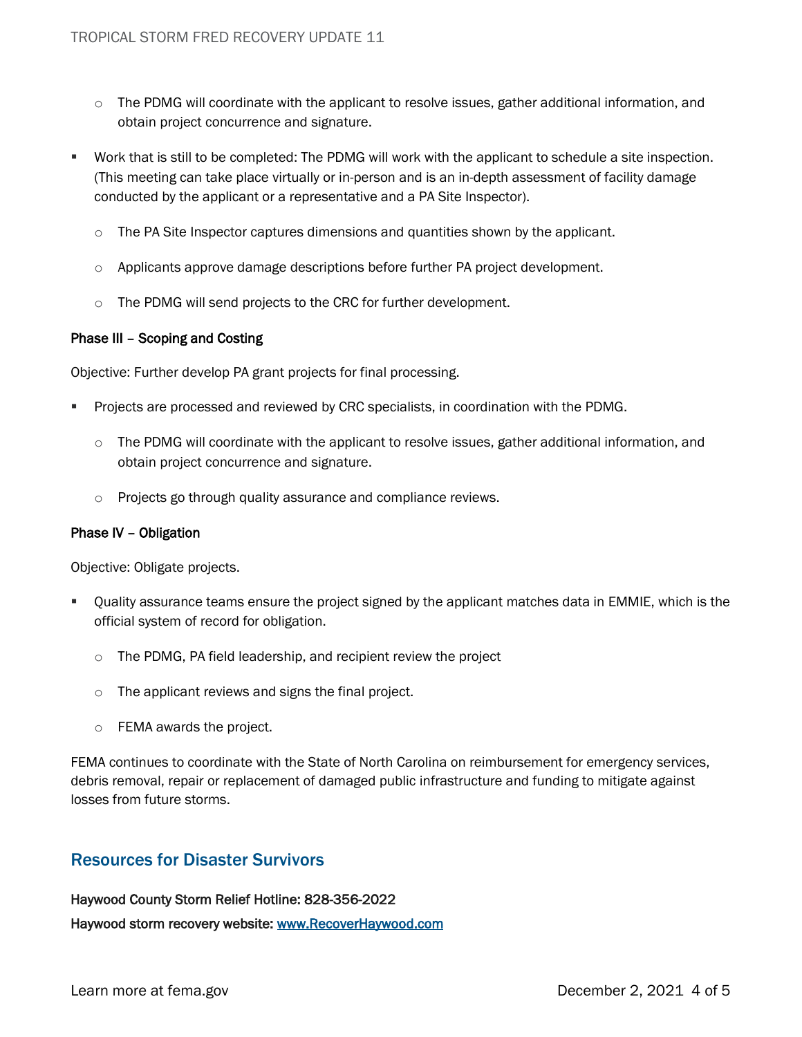- The PDMG will coordinate with the applicant to resolve issues, gather additional information, and obtain project concurrence and signature.
- Work that is still to be completed: The PDMG will work with the applicant to schedule a site inspection. (This meeting can take place virtually or in-person and is an in-depth assessment of facility damage conducted by the applicant or a representative and a PA Site Inspector).
  - The PA Site Inspector captures dimensions and quantities shown by the applicant.
  - Applicants approve damage descriptions before further PA project development.
  - The PDMG will send projects to the CRC for further development.

**Phase III – Scoping and Costing**

Objective: Further develop PA grant projects for final processing.

- Projects are processed and reviewed by CRC specialists, in coordination with the PDMG.
  - The PDMG will coordinate with the applicant to resolve issues, gather additional information, and obtain project concurrence and signature.
  - Projects go through quality assurance and compliance reviews.

**Phase IV – Obligation**

Objective: Obligate projects.

- Quality assurance teams ensure the project signed by the applicant matches data in EMMIE, which is the official system of record for obligation.
  - The PDMG, PA field leadership, and recipient review the project
  - The applicant reviews and signs the final project.
  - FEMA awards the project.

FEMA continues to coordinate with the State of North Carolina on reimbursement for emergency services, debris removal, repair or replacement of damaged public infrastructure and funding to mitigate against losses from future storms.

## Resources for Disaster Survivors

**Haywood County Storm Relief Hotline: 828-356-2022**

**Haywood storm recovery website: [www.RecoverHaywood.com](http://www.RecoverHaywood.com)**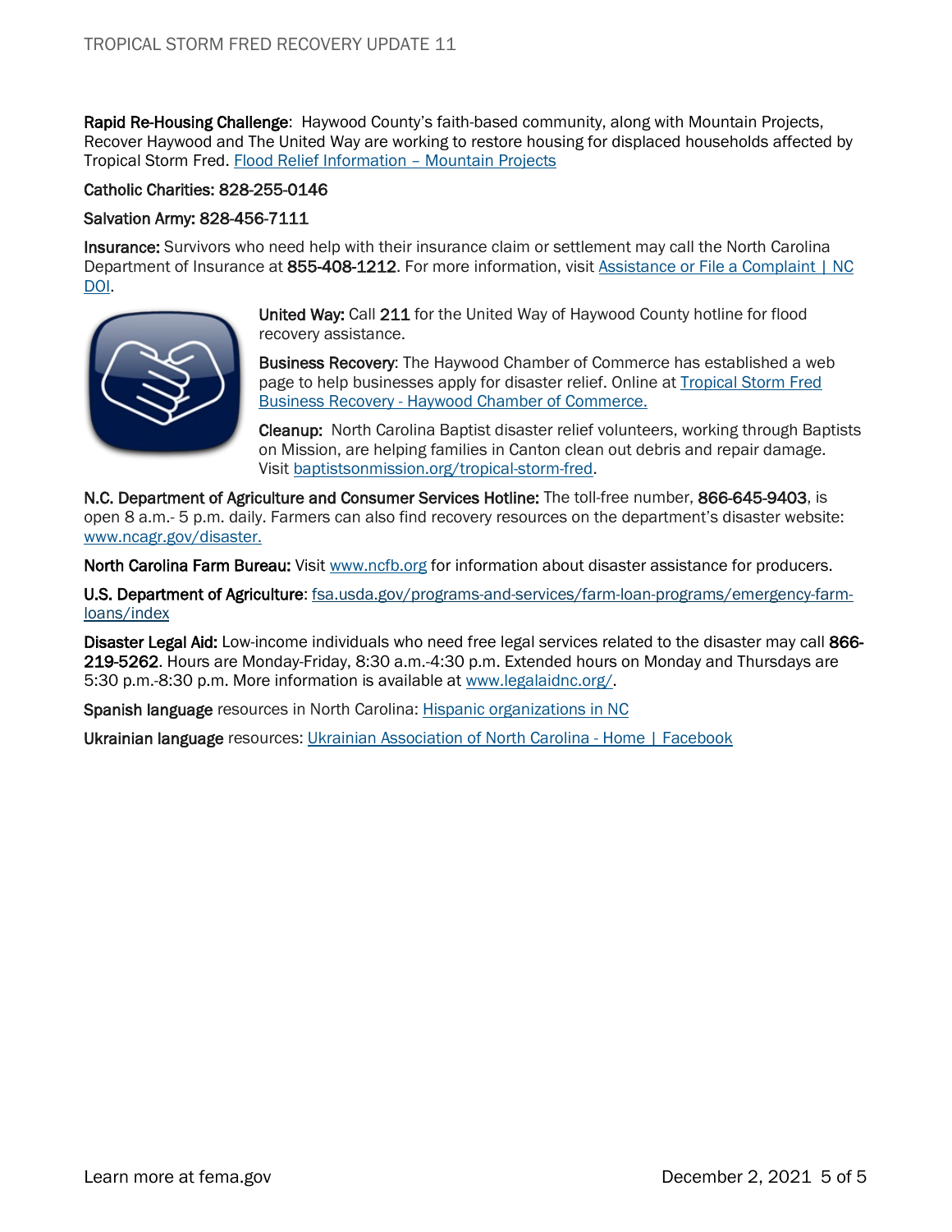**Rapid Re-Housing Challenge**: Haywood County's faith-based community, along with Mountain Projects, Recover Haywood and The United Way are working to restore housing for displaced households affected by Tropical Storm Fred. Flood Relief Information – Mountain Projects

**Catholic Charities: 828-255-0146**

**Salvation Army: 828-456-7111**

**Insurance:** Survivors who need help with their insurance claim or settlement may call the North Carolina Department of Insurance at **855-408-1212**. For more information, visit Assistance or File a Complaint | NC DOI.

**United Way:** Call **211** for the United Way of Haywood County hotline for flood recovery assistance.

**Business Recovery**: The Haywood Chamber of Commerce has established a web page to help businesses apply for disaster relief. Online at Tropical Storm Fred Business Recovery - Haywood Chamber of Commerce.

**Cleanup:** North Carolina Baptist disaster relief volunteers, working through Baptists on Mission, are helping families in Canton clean out debris and repair damage. Visit baptistsonmission.org/tropical-storm-fred.

**N.C. Department of Agriculture and Consumer Services Hotline:** The toll-free number, **866-645-9403**, is open 8 a.m.- 5 p.m. daily. Farmers can also find recovery resources on the department's disaster website: www.ncagr.gov/disaster.

**North Carolina Farm Bureau:** Visit www.ncfb.org for information about disaster assistance for producers.

**U.S. Department of Agriculture**: fsa.usda.gov/programs-and-services/farm-loan-programs/emergency-farm-loans/index

**Disaster Legal Aid:** Low-income individuals who need free legal services related to the disaster may call **866-219-5262**. Hours are Monday-Friday, 8:30 a.m.-4:30 p.m. Extended hours on Monday and Thursdays are 5:30 p.m.-8:30 p.m. More information is available at www.legalaidnc.org/.

**Spanish language** resources in North Carolina: Hispanic organizations in NC

**Ukrainian language** resources: Ukrainian Association of North Carolina - Home | Facebook